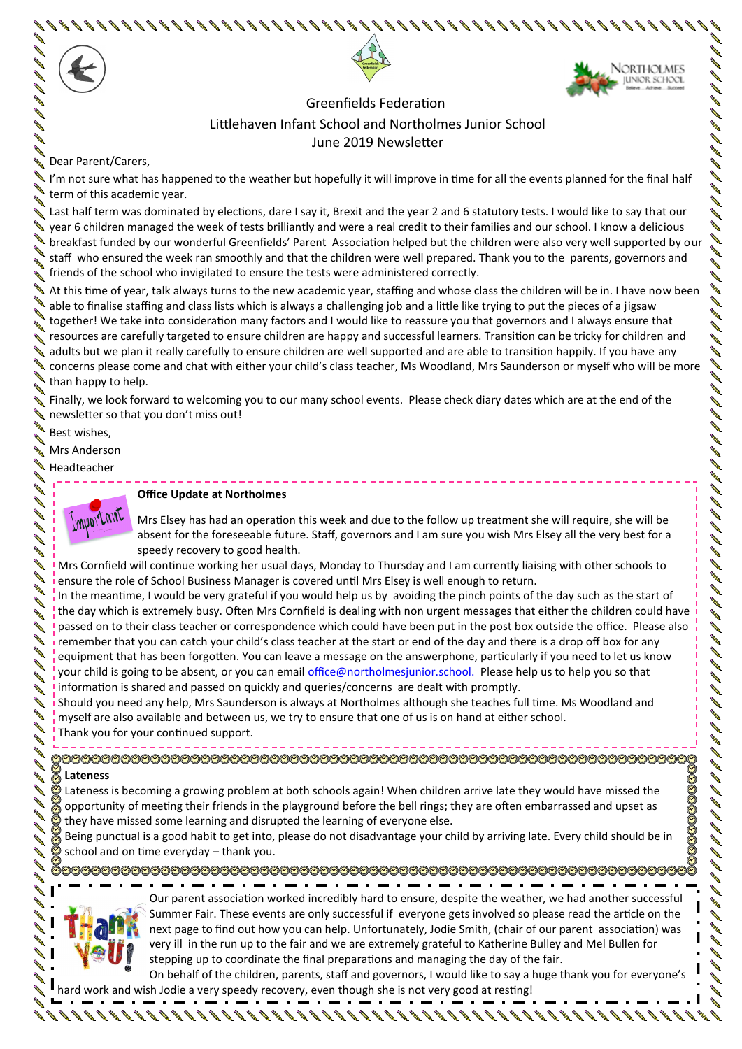# Greenfields Federation

## Littlehaven Infant School and Northolmes Junior School

## June 2019 Newsletter

Dear Parent/Carers,

I'm not sure what has happened to the weather but hopefully it will improve in time for all the events planned for the final half term of this academic year.

Last half term was dominated by elections, dare I say it, Brexit and the year 2 and 6 statutory tests. I would like to say that our year 6 children managed the week of tests brilliantly and were a real credit to their families and our school. I know a delicious breakfast funded by our wonderful Greenfields' Parent Association helped but the children were also very well supported by our staff who ensured the week ran smoothly and that the children were well prepared. Thank you to the parents, governors and friends of the school who invigilated to ensure the tests were administered correctly.

At this time of year, talk always turns to the new academic year, staffing and whose class the children will be in. I have now been able to finalise staffing and class lists which is always a challenging job and a little like trying to put the pieces of a jigsaw together! We take into consideration many factors and I would like to reassure you that governors and I always ensure that resources are carefully targeted to ensure children are happy and successful learners. Transition can be tricky for children and adults but we plan it really carefully to ensure children are well supported and are able to transition happily. If you have any concerns please come and chat with either your child's class teacher, Ms Woodland, Mrs Saunderson or myself who will be more than happy to help.

Finally, we look forward to welcoming you to our many school events. Please check diary dates which are at the end of the newsletter so that you don't miss out!

Best wishes,

Mrs Anderson

Headteacher

**Office Update at Northolmes**

Mrs Elsey has had an operation this week and due to the follow up treatment she will require, she will be absent for the foreseeable future. Staff, governors and I am sure you wish Mrs Elsey all the very best for a speedy recovery to good health.

Mrs Cornfield will continue working her usual days, Monday to Thursday and I am currently liaising with other schools to ensure the role of School Business Manager is covered until Mrs Elsey is well enough to return.

In the meantime, I would be very grateful if you would help us by avoiding the pinch points of the day such as the start of the day which is extremely busy. Often Mrs Cornfield is dealing with non urgent messages that either the children could have passed on to their class teacher or correspondence which could have been put in the post box outside the office. Please also remember that you can catch your child's class teacher at the start or end of the day and there is a drop off box for any equipment that has been forgotten. You can leave a message on the answerphone, particularly if you need to let us know your child is going to be absent, or you can email office@northolmesjunior.school. Please help us to help you so that information is shared and passed on quickly and queries/concerns are dealt with promptly.

Should you need any help, Mrs Saunderson is always at Northolmes although she teaches full time. Ms Woodland and myself are also available and between us, we try to ensure that one of us is on hand at either school.

Thank you for your continued support.

**Lateness**

Lateness is becoming a growing problem at both schools again! When children arrive late they would have missed the opportunity of meeting their friends in the playground before the bell rings; they are often embarrassed and upset as they have missed some learning and disrupted the learning of everyone else.

Being punctual is a good habit to get into, please do not disadvantage your child by arriving late. Every child should be in school and on time everyday – thank you.

Our parent association worked incredibly hard to ensure, despite the weather, we had another successful Summer Fair. These events are only successful if everyone gets involved so please read the article on the next page to find out how you can help. Unfortunately, Jodie Smith, (chair of our parent association) was very ill in the run up to the fair and we are extremely grateful to Katherine Bulley and Mel Bullen for stepping up to coordinate the final preparations and managing the day of the fair.

On behalf of the children, parents, staff and governors, I would like to say a huge thank you for everyone's hard work and wish Jodie a very speedy recovery, even though she is not very good at resting!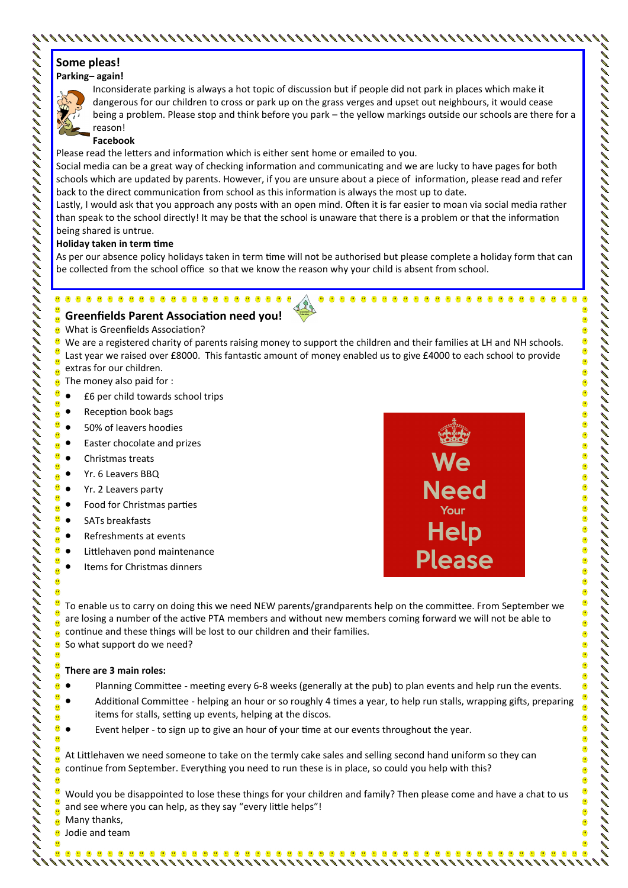## Some pleas!

**Parking– again!**

Inconsiderate parking is always a hot topic of discussion but if people did not park in places which make it dangerous for our children to cross or park up on the grass verges and upset out neighbours, it would cease being a problem. Please stop and think before you park – the yellow markings outside our schools are there for a reason!

**Facebook**

Please read the letters and information which is either sent home or emailed to you.

Social media can be a great way of checking information and communicating and we are lucky to have pages for both schools which are updated by parents. However, if you are unsure about a piece of information, please read and refer back to the direct communication from school as this information is always the most up to date.

Lastly, I would ask that you approach any posts with an open mind. Often it is far easier to moan via social media rather than speak to the school directly! It may be that the school is unaware that there is a problem or that the information being shared is untrue.

**Holiday taken in term time**

As per our absence policy holidays taken in term time will not be authorised but please complete a holiday form that can be collected from the school office so that we know the reason why your child is absent from school.

## Greenfields Parent Association need you!

What is Greenfields Association?

We are a registered charity of parents raising money to support the children and their families at LH and NH schools. Last year we raised over £8000. This fantastic amount of money enabled us to give £4000 to each school to provide extras for our children.

The money also paid for :

- £6 per child towards school trips
- Reception book bags
- 50% of leavers hoodies
- Easter chocolate and prizes
- Christmas treats
- Yr. 6 Leavers BBQ
- Yr. 2 Leavers party
- Food for Christmas parties
- SATs breakfasts
- Refreshments at events
- Littlehaven pond maintenance
- Items for Christmas dinners

We Need Your Help Please

To enable us to carry on doing this we need NEW parents/grandparents help on the committee. From September we are losing a number of the active PTA members and without new members coming forward we will not be able to continue and these things will be lost to our children and their families.

So what support do we need?

**There are 3 main roles:**

- Planning Committee - meeting every 6-8 weeks (generally at the pub) to plan events and help run the events.
- Additional Committee - helping an hour or so roughly 4 times a year, to help run stalls, wrapping gifts, preparing items for stalls, setting up events, helping at the discos.
- Event helper - to sign up to give an hour of your time at our events throughout the year.

At Littlehaven we need someone to take on the termly cake sales and selling second hand uniform so they can continue from September. Everything you need to run these is in place, so could you help with this?

Would you be disappointed to lose these things for your children and family? Then please come and have a chat to us and see where you can help, as they say "every little helps"!

Many thanks,

Jodie and team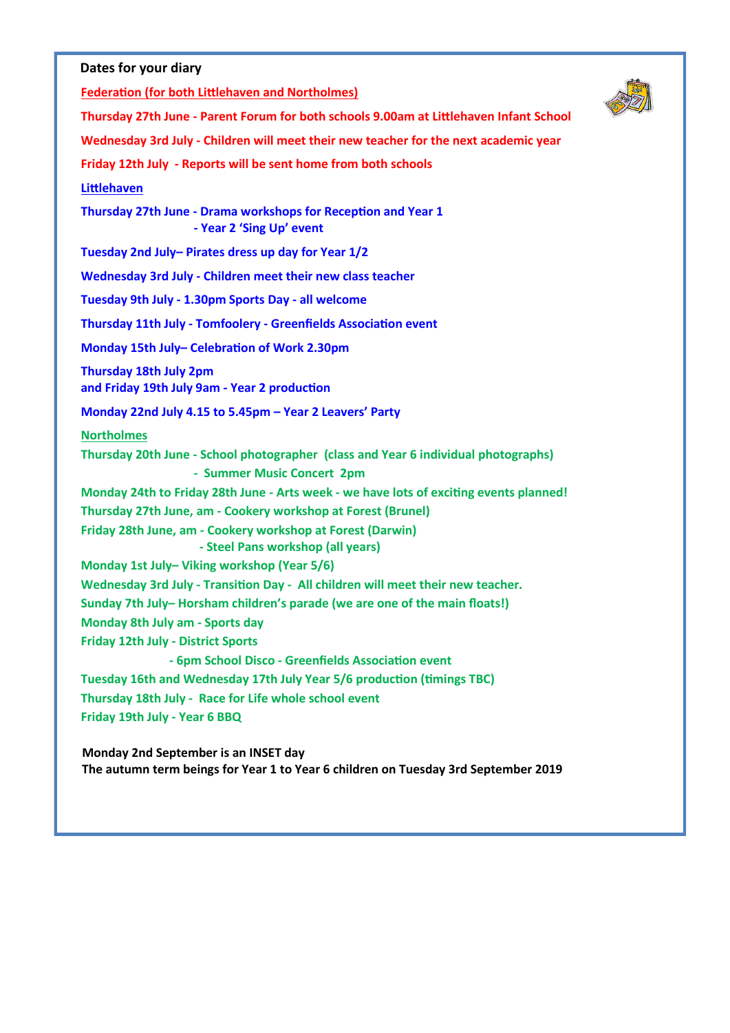**Dates for your diary**

**Federation (for both Littlehaven and Northolmes)**

**Thursday 27th June - Parent Forum for both schools 9.00am at Littlehaven Infant School**

**Wednesday 3rd July - Children will meet their new teacher for the next academic year**

**Friday 12th July - Reports will be sent home from both schools**

**Littlehaven**

**Thursday 27th June - Drama workshops for Reception and Year 1**
**- Year 2 'Sing Up' event**

**Tuesday 2nd July– Pirates dress up day for Year 1/2**

**Wednesday 3rd July - Children meet their new class teacher**

**Tuesday 9th July - 1.30pm Sports Day - all welcome**

**Thursday 11th July - Tomfoolery - Greenfields Association event**

**Monday 15th July– Celebration of Work 2.30pm**

**Thursday 18th July 2pm**
**and Friday 19th July 9am - Year 2 production**

**Monday 22nd July 4.15 to 5.45pm – Year 2 Leavers' Party**

**Northolmes**

**Thursday 20th June - School photographer (class and Year 6 individual photographs)**
**- Summer Music Concert 2pm**

**Monday 24th to Friday 28th June - Arts week - we have lots of exciting events planned!**

**Thursday 27th June, am - Cookery workshop at Forest (Brunel)**

**Friday 28th June, am - Cookery workshop at Forest (Darwin)**
**- Steel Pans workshop (all years)**

**Monday 1st July– Viking workshop (Year 5/6)**

**Wednesday 3rd July - Transition Day - All children will meet their new teacher.**

**Sunday 7th July– Horsham children's parade (we are one of the main floats!)**

**Monday 8th July am - Sports day**

**Friday 12th July - District Sports**
**- 6pm School Disco - Greenfields Association event**

**Tuesday 16th and Wednesday 17th July Year 5/6 production (timings TBC)**

**Thursday 18th July - Race for Life whole school event**

**Friday 19th July - Year 6 BBQ**

**Monday 2nd September is an INSET day**
**The autumn term beings for Year 1 to Year 6 children on Tuesday 3rd September 2019**